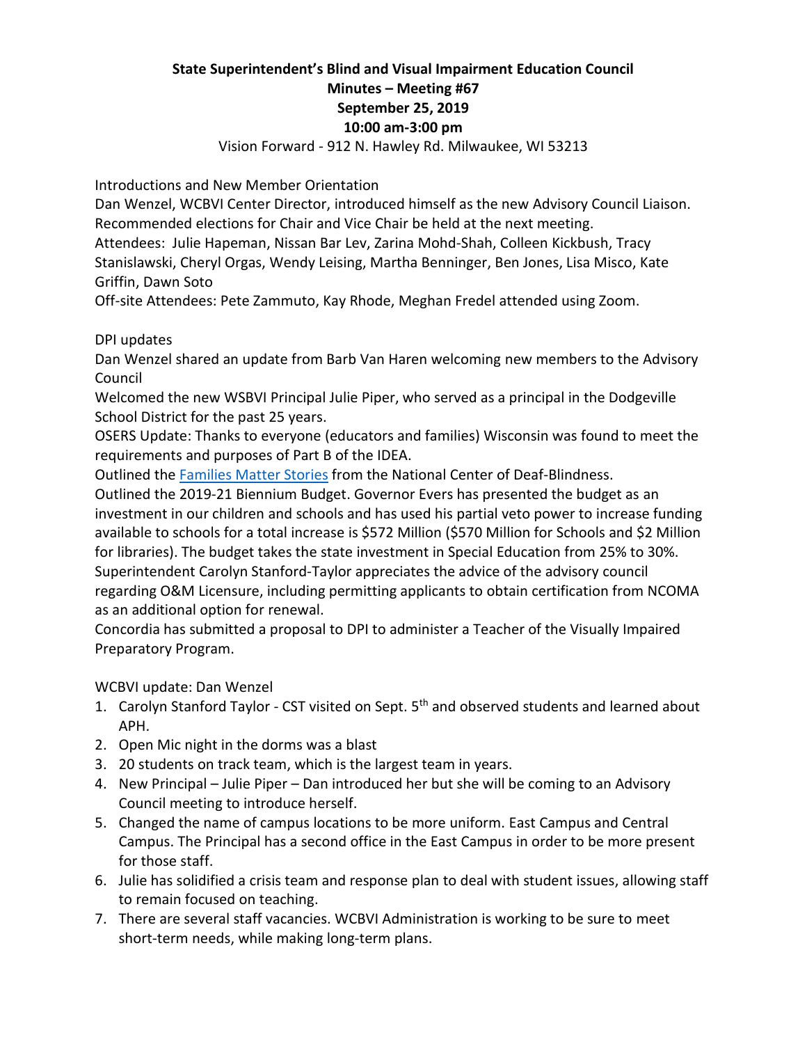**State Superintendent's Blind and Visual Impairment Education Council**
**Minutes – Meeting #67**
**September 25, 2019**
**10:00 am-3:00 pm**

Vision Forward - 912 N. Hawley Rd. Milwaukee, WI 53213

Introductions and New Member Orientation

Dan Wenzel, WCBVI Center Director, introduced himself as the new Advisory Council Liaison. Recommended elections for Chair and Vice Chair be held at the next meeting.

Attendees: Julie Hapeman, Nissan Bar Lev, Zarina Mohd-Shah, Colleen Kickbush, Tracy Stanislawski, Cheryl Orgas, Wendy Leising, Martha Benninger, Ben Jones, Lisa Misco, Kate Griffin, Dawn Soto

Off-site Attendees: Pete Zammuto, Kay Rhode, Meghan Fredel attended using Zoom.

DPI updates

Dan Wenzel shared an update from Barb Van Haren welcoming new members to the Advisory Council

Welcomed the new WSBVI Principal Julie Piper, who served as a principal in the Dodgeville School District for the past 25 years.

OSERS Update: Thanks to everyone (educators and families) Wisconsin was found to meet the requirements and purposes of Part B of the IDEA.

Outlined the [Families Matter Stories] from the National Center of Deaf-Blindness.

Outlined the 2019-21 Biennium Budget. Governor Evers has presented the budget as an investment in our children and schools and has used his partial veto power to increase funding available to schools for a total increase is $572 Million ($570 Million for Schools and $2 Million for libraries). The budget takes the state investment in Special Education from 25% to 30%.

Superintendent Carolyn Stanford-Taylor appreciates the advice of the advisory council regarding O&M Licensure, including permitting applicants to obtain certification from NCOMA as an additional option for renewal.

Concordia has submitted a proposal to DPI to administer a Teacher of the Visually Impaired Preparatory Program.

WCBVI update: Dan Wenzel

1. Carolyn Stanford Taylor - CST visited on Sept. 5th and observed students and learned about APH.
2. Open Mic night in the dorms was a blast
3. 20 students on track team, which is the largest team in years.
4. New Principal – Julie Piper – Dan introduced her but she will be coming to an Advisory Council meeting to introduce herself.
5. Changed the name of campus locations to be more uniform. East Campus and Central Campus. The Principal has a second office in the East Campus in order to be more present for those staff.
6. Julie has solidified a crisis team and response plan to deal with student issues, allowing staff to remain focused on teaching.
7. There are several staff vacancies. WCBVI Administration is working to be sure to meet short-term needs, while making long-term plans.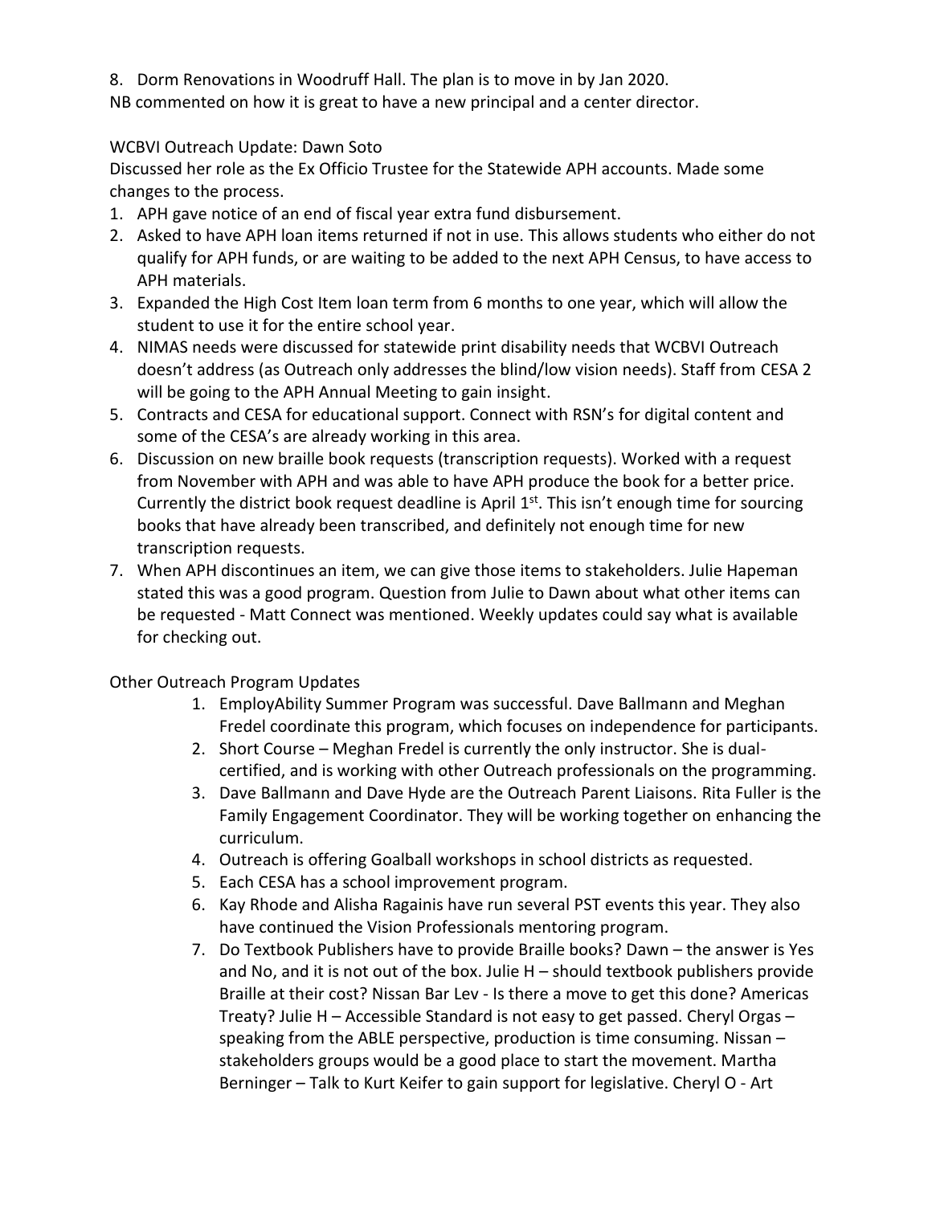8. Dorm Renovations in Woodruff Hall. The plan is to move in by Jan 2020.

NB commented on how it is great to have a new principal and a center director.

WCBVI Outreach Update: Dawn Soto

Discussed her role as the Ex Officio Trustee for the Statewide APH accounts. Made some changes to the process.

1. APH gave notice of an end of fiscal year extra fund disbursement.
2. Asked to have APH loan items returned if not in use. This allows students who either do not qualify for APH funds, or are waiting to be added to the next APH Census, to have access to APH materials.
3. Expanded the High Cost Item loan term from 6 months to one year, which will allow the student to use it for the entire school year.
4. NIMAS needs were discussed for statewide print disability needs that WCBVI Outreach doesn't address (as Outreach only addresses the blind/low vision needs). Staff from CESA 2 will be going to the APH Annual Meeting to gain insight.
5. Contracts and CESA for educational support. Connect with RSN's for digital content and some of the CESA's are already working in this area.
6. Discussion on new braille book requests (transcription requests). Worked with a request from November with APH and was able to have APH produce the book for a better price. Currently the district book request deadline is April 1st. This isn't enough time for sourcing books that have already been transcribed, and definitely not enough time for new transcription requests.
7. When APH discontinues an item, we can give those items to stakeholders. Julie Hapeman stated this was a good program. Question from Julie to Dawn about what other items can be requested - Matt Connect was mentioned. Weekly updates could say what is available for checking out.

Other Outreach Program Updates

1. EmployAbility Summer Program was successful. Dave Ballmann and Meghan Fredel coordinate this program, which focuses on independence for participants.
2. Short Course – Meghan Fredel is currently the only instructor. She is dual-certified, and is working with other Outreach professionals on the programming.
3. Dave Ballmann and Dave Hyde are the Outreach Parent Liaisons. Rita Fuller is the Family Engagement Coordinator. They will be working together on enhancing the curriculum.
4. Outreach is offering Goalball workshops in school districts as requested.
5. Each CESA has a school improvement program.
6. Kay Rhode and Alisha Ragainis have run several PST events this year. They also have continued the Vision Professionals mentoring program.
7. Do Textbook Publishers have to provide Braille books? Dawn – the answer is Yes and No, and it is not out of the box. Julie H – should textbook publishers provide Braille at their cost? Nissan Bar Lev - Is there a move to get this done? Americas Treaty? Julie H – Accessible Standard is not easy to get passed. Cheryl Orgas – speaking from the ABLE perspective, production is time consuming. Nissan – stakeholders groups would be a good place to start the movement. Martha Berninger – Talk to Kurt Keifer to gain support for legislative. Cheryl O - Art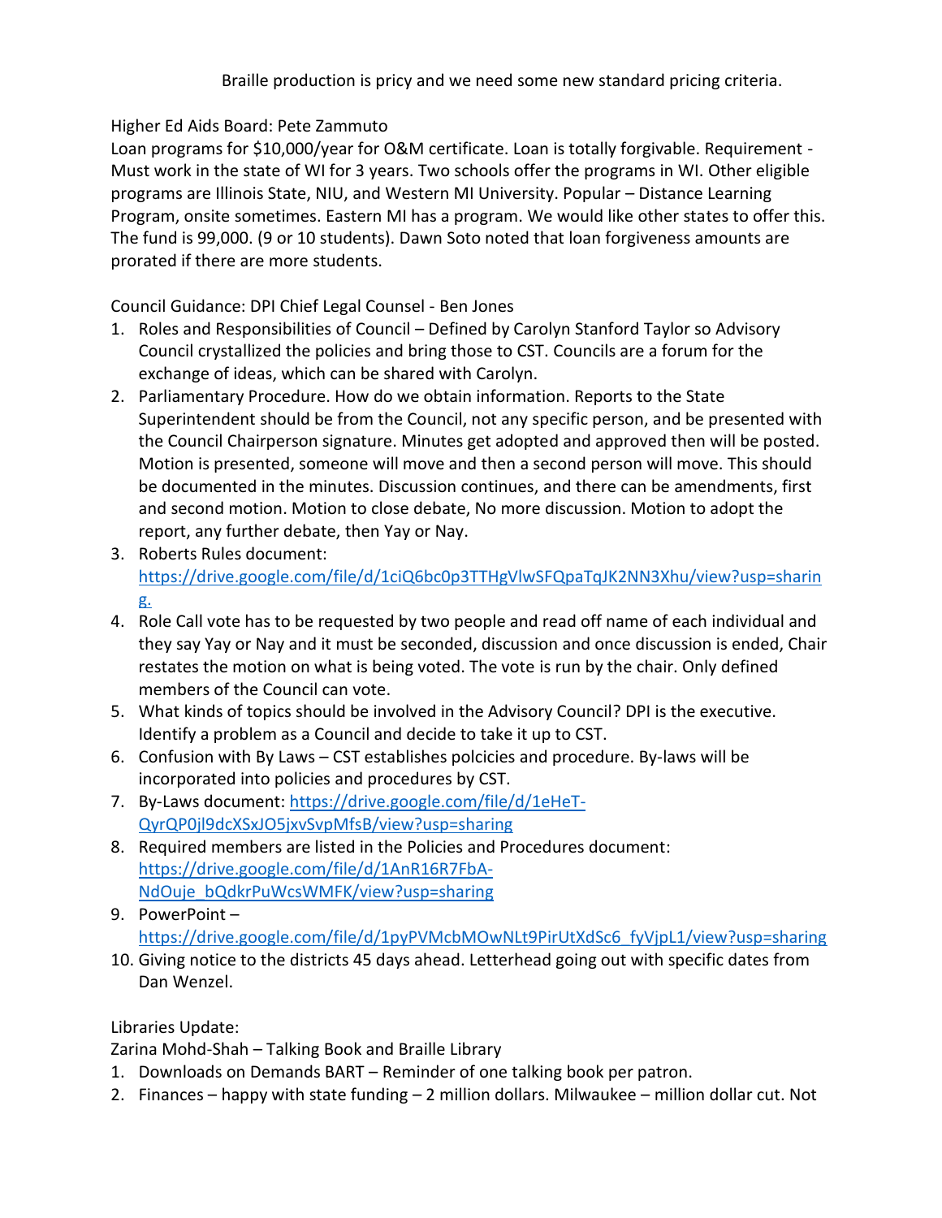Braille production is pricy and we need some new standard pricing criteria.

Higher Ed Aids Board: Pete Zammuto
Loan programs for $10,000/year for O&M certificate. Loan is totally forgivable. Requirement - Must work in the state of WI for 3 years. Two schools offer the programs in WI. Other eligible programs are Illinois State, NIU, and Western MI University. Popular – Distance Learning Program, onsite sometimes. Eastern MI has a program. We would like other states to offer this. The fund is 99,000. (9 or 10 students). Dawn Soto noted that loan forgiveness amounts are prorated if there are more students.

Council Guidance: DPI Chief Legal Counsel - Ben Jones

1. Roles and Responsibilities of Council – Defined by Carolyn Stanford Taylor so Advisory Council crystallized the policies and bring those to CST. Councils are a forum for the exchange of ideas, which can be shared with Carolyn.
2. Parliamentary Procedure. How do we obtain information. Reports to the State Superintendent should be from the Council, not any specific person, and be presented with the Council Chairperson signature. Minutes get adopted and approved then will be posted. Motion is presented, someone will move and then a second person will move. This should be documented in the minutes. Discussion continues, and there can be amendments, first and second motion. Motion to close debate, No more discussion. Motion to adopt the report, any further debate, then Yay or Nay.
3. Roberts Rules document: https://drive.google.com/file/d/1ciQ6bc0p3TTHgVlwSFQpaTqJK2NN3Xhu/view?usp=sharing.
4. Role Call vote has to be requested by two people and read off name of each individual and they say Yay or Nay and it must be seconded, discussion and once discussion is ended, Chair restates the motion on what is being voted. The vote is run by the chair. Only defined members of the Council can vote.
5. What kinds of topics should be involved in the Advisory Council? DPI is the executive. Identify a problem as a Council and decide to take it up to CST.
6. Confusion with By Laws – CST establishes polcicies and procedure. By-laws will be incorporated into policies and procedures by CST.
7. By-Laws document: https://drive.google.com/file/d/1eHeT-QyrQP0jl9dcXSxJO5jxvSvpMfsB/view?usp=sharing
8. Required members are listed in the Policies and Procedures document: https://drive.google.com/file/d/1AnR16R7FbA-NdOuje_bQdkrPuWcsWMFK/view?usp=sharing
9. PowerPoint – https://drive.google.com/file/d/1pyPVMcbMOwNLt9PirUtXdSc6_fyVjpL1/view?usp=sharing
10. Giving notice to the districts 45 days ahead. Letterhead going out with specific dates from Dan Wenzel.

Libraries Update:
Zarina Mohd-Shah – Talking Book and Braille Library

1. Downloads on Demands BART – Reminder of one talking book per patron.
2. Finances – happy with state funding – 2 million dollars. Milwaukee – million dollar cut. Not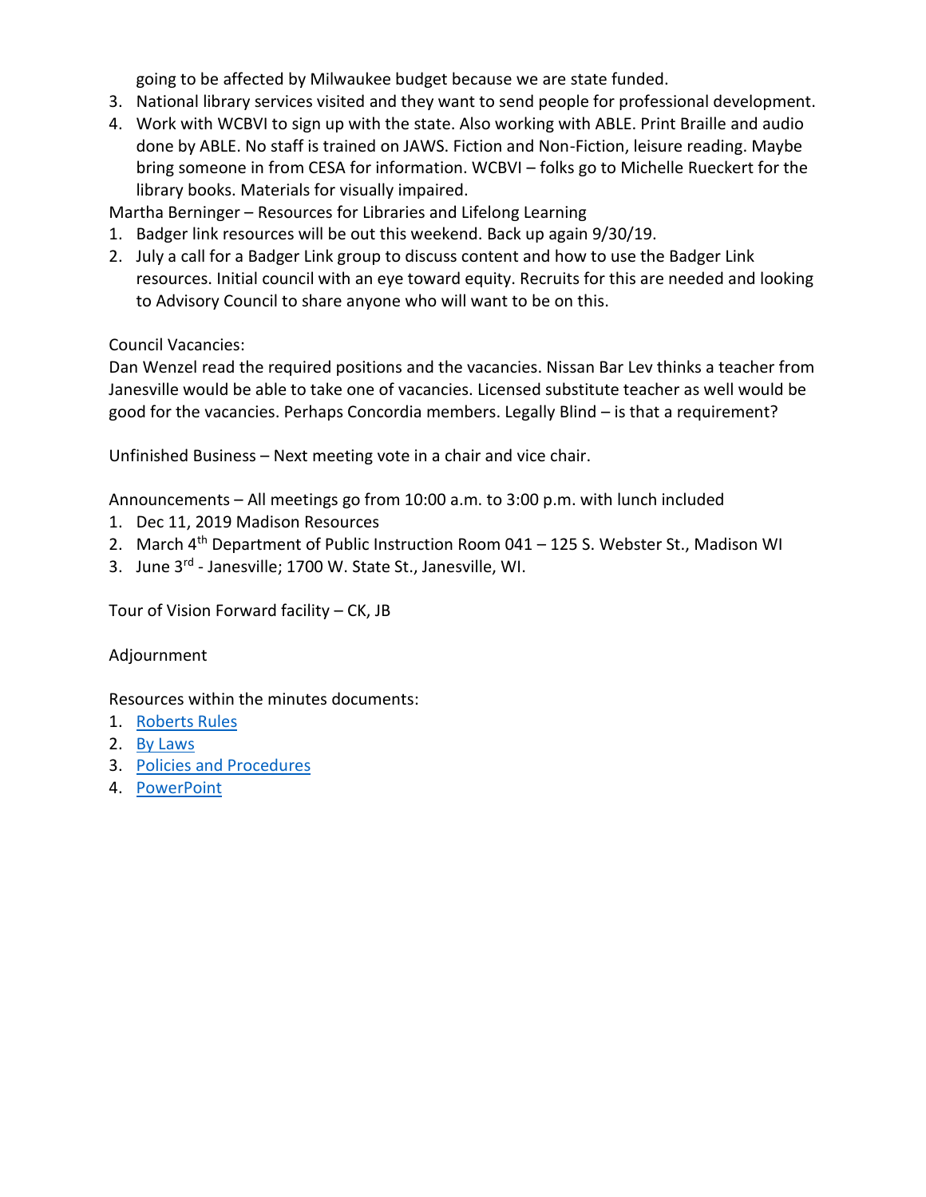going to be affected by Milwaukee budget because we are state funded.

3. National library services visited and they want to send people for professional development.
4. Work with WCBVI to sign up with the state. Also working with ABLE. Print Braille and audio done by ABLE. No staff is trained on JAWS. Fiction and Non-Fiction, leisure reading. Maybe bring someone in from CESA for information. WCBVI – folks go to Michelle Rueckert for the library books. Materials for visually impaired.

Martha Berninger – Resources for Libraries and Lifelong Learning

1. Badger link resources will be out this weekend. Back up again 9/30/19.
2. July a call for a Badger Link group to discuss content and how to use the Badger Link resources. Initial council with an eye toward equity. Recruits for this are needed and looking to Advisory Council to share anyone who will want to be on this.

Council Vacancies:

Dan Wenzel read the required positions and the vacancies. Nissan Bar Lev thinks a teacher from Janesville would be able to take one of vacancies. Licensed substitute teacher as well would be good for the vacancies. Perhaps Concordia members. Legally Blind – is that a requirement?

Unfinished Business – Next meeting vote in a chair and vice chair.

Announcements – All meetings go from 10:00 a.m. to 3:00 p.m. with lunch included

1. Dec 11, 2019 Madison Resources
2. March 4th Department of Public Instruction Room 041 – 125 S. Webster St., Madison WI
3. June 3rd - Janesville; 1700 W. State St., Janesville, WI.

Tour of Vision Forward facility – CK, JB

Adjournment

Resources within the minutes documents:

1. Roberts Rules
2. By Laws
3. Policies and Procedures
4. PowerPoint